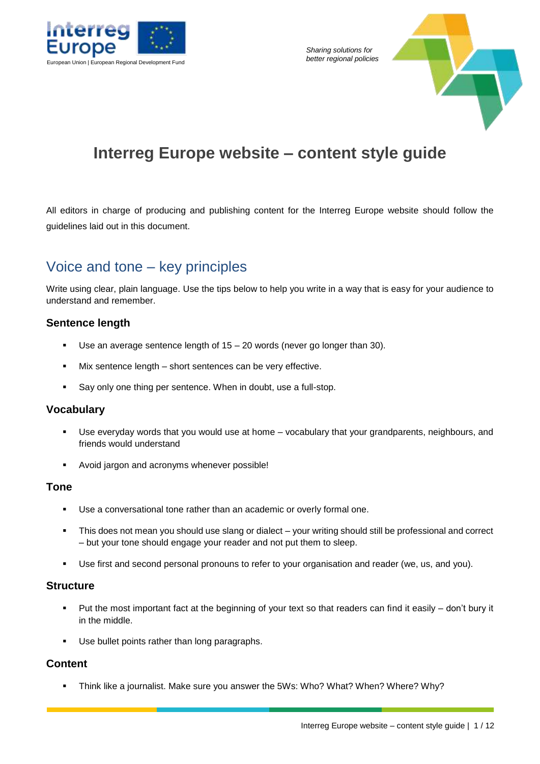Interreg Europe

European Union | European Regional Development Fund

*Sharing solutions for better regional policies*

# Interreg Europe website – content style guide

All editors in charge of producing and publishing content for the Interreg Europe website should follow the guidelines laid out in this document.

## Voice and tone – key principles

Write using clear, plain language. Use the tips below to help you write in a way that is easy for your audience to understand and remember.

### Sentence length

- Use an average sentence length of 15 – 20 words (never go longer than 30).
- Mix sentence length – short sentences can be very effective.
- Say only one thing per sentence. When in doubt, use a full-stop.

### Vocabulary

- Use everyday words that you would use at home – vocabulary that your grandparents, neighbours, and friends would understand
- Avoid jargon and acronyms whenever possible!

### Tone

- Use a conversational tone rather than an academic or overly formal one.
- This does not mean you should use slang or dialect – your writing should still be professional and correct – but your tone should engage your reader and not put them to sleep.
- Use first and second personal pronouns to refer to your organisation and reader (we, us, and you).

### Structure

- Put the most important fact at the beginning of your text so that readers can find it easily – don't bury it in the middle.
- Use bullet points rather than long paragraphs.

### Content

- Think like a journalist. Make sure you answer the 5Ws: Who? What? When? Where? Why?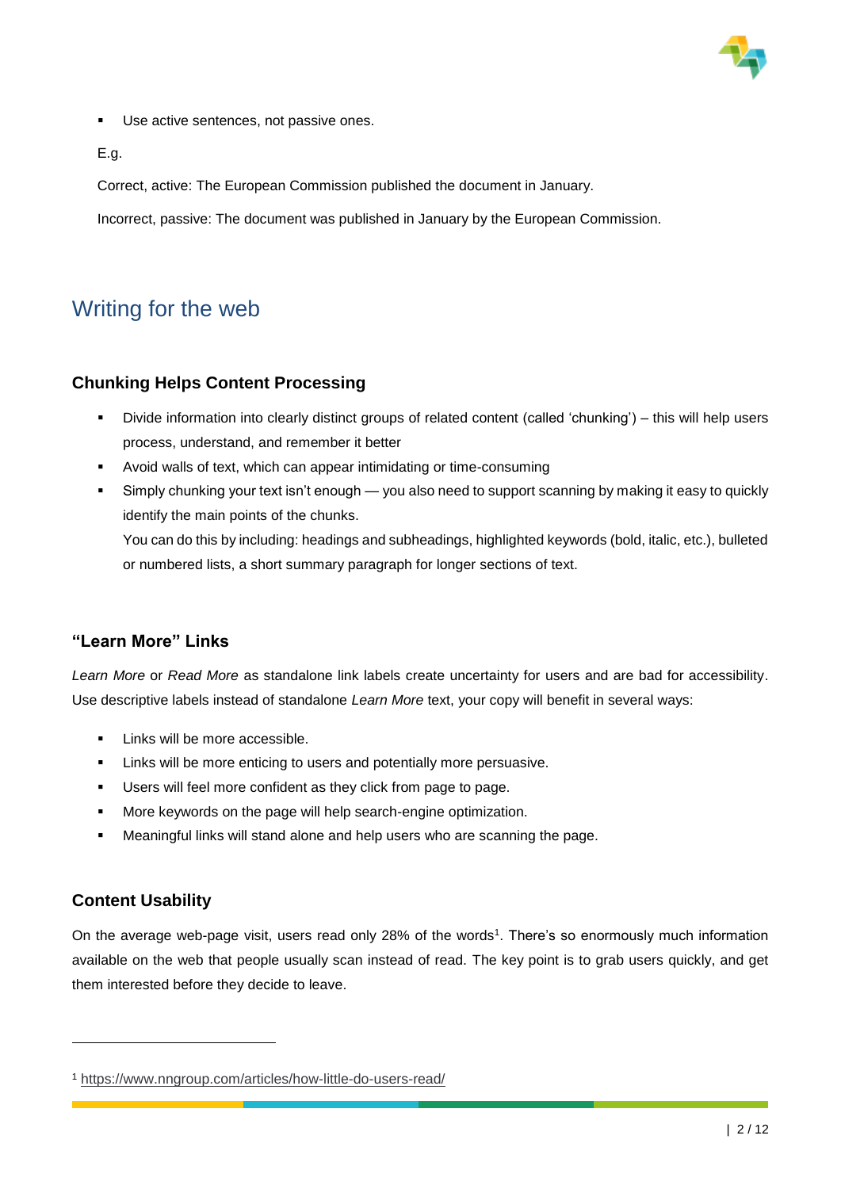- Use active sentences, not passive ones.

E.g.

Correct, active: The European Commission published the document in January.

Incorrect, passive: The document was published in January by the European Commission.

## Writing for the web

### Chunking Helps Content Processing

- Divide information into clearly distinct groups of related content (called 'chunking') – this will help users process, understand, and remember it better
- Avoid walls of text, which can appear intimidating or time-consuming
- Simply chunking your text isn't enough — you also need to support scanning by making it easy to quickly identify the main points of the chunks.
  You can do this by including: headings and subheadings, highlighted keywords (bold, italic, etc.), bulleted or numbered lists, a short summary paragraph for longer sections of text.

### "Learn More" Links

*Learn More* or *Read More* as standalone link labels create uncertainty for users and are bad for accessibility. Use descriptive labels instead of standalone *Learn More* text, your copy will benefit in several ways:

- Links will be more accessible.
- Links will be more enticing to users and potentially more persuasive.
- Users will feel more confident as they click from page to page.
- More keywords on the page will help search-engine optimization.
- Meaningful links will stand alone and help users who are scanning the page.

### Content Usability

On the average web-page visit, users read only 28% of the words[1]. There's so enormously much information available on the web that people usually scan instead of read. The key point is to grab users quickly, and get them interested before they decide to leave.

---

[1] https://www.nngroup.com/articles/how-little-do-users-read/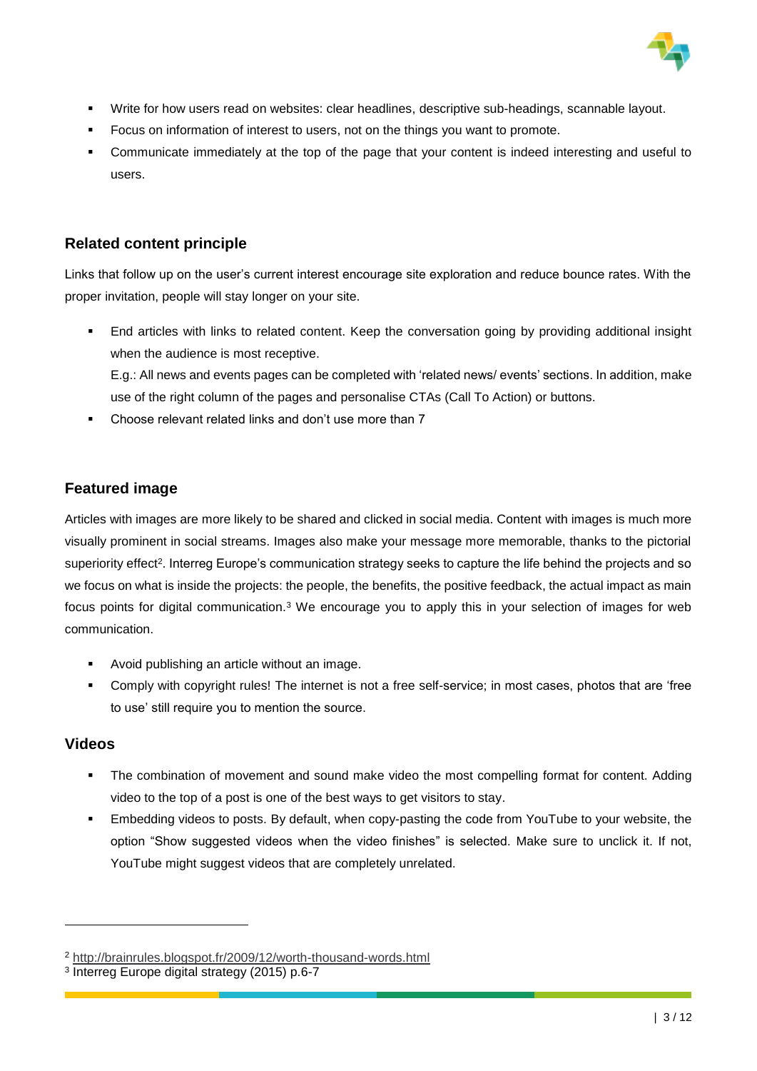- Write for how users read on websites: clear headlines, descriptive sub-headings, scannable layout.
- Focus on information of interest to users, not on the things you want to promote.
- Communicate immediately at the top of the page that your content is indeed interesting and useful to users.

## Related content principle

Links that follow up on the user's current interest encourage site exploration and reduce bounce rates. With the proper invitation, people will stay longer on your site.

- End articles with links to related content. Keep the conversation going by providing additional insight when the audience is most receptive.
  E.g.: All news and events pages can be completed with 'related news/ events' sections. In addition, make use of the right column of the pages and personalise CTAs (Call To Action) or buttons.
- Choose relevant related links and don't use more than 7

## Featured image

Articles with images are more likely to be shared and clicked in social media. Content with images is much more visually prominent in social streams. Images also make your message more memorable, thanks to the pictorial superiority effect[2]. Interreg Europe's communication strategy seeks to capture the life behind the projects and so we focus on what is inside the projects: the people, the benefits, the positive feedback, the actual impact as main focus points for digital communication.[3] We encourage you to apply this in your selection of images for web communication.

- Avoid publishing an article without an image.
- Comply with copyright rules! The internet is not a free self-service; in most cases, photos that are 'free to use' still require you to mention the source.

## Videos

- The combination of movement and sound make video the most compelling format for content. Adding video to the top of a post is one of the best ways to get visitors to stay.
- Embedding videos to posts. By default, when copy-pasting the code from YouTube to your website, the option "Show suggested videos when the video finishes" is selected. Make sure to unclick it. If not, YouTube might suggest videos that are completely unrelated.

---

[2] http://brainrules.blogspot.fr/2009/12/worth-thousand-words.html

[3] Interreg Europe digital strategy (2015) p.6-7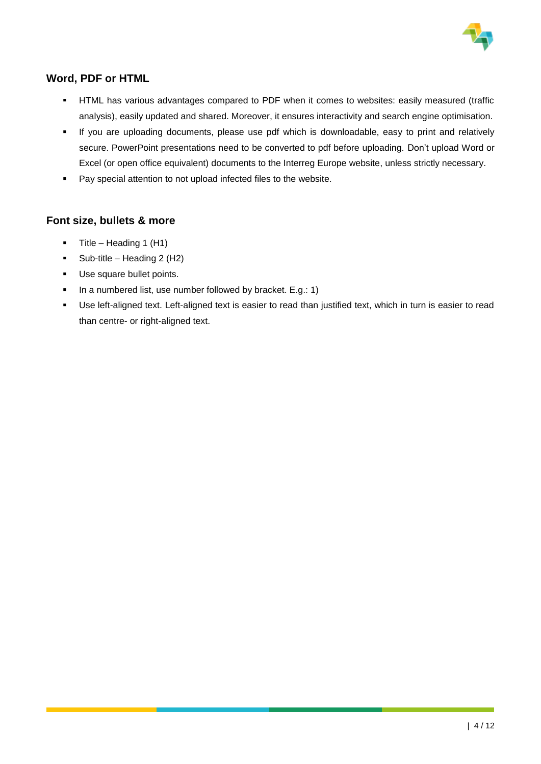## Word, PDF or HTML

- HTML has various advantages compared to PDF when it comes to websites: easily measured (traffic analysis), easily updated and shared. Moreover, it ensures interactivity and search engine optimisation.
- If you are uploading documents, please use pdf which is downloadable, easy to print and relatively secure. PowerPoint presentations need to be converted to pdf before uploading. Don't upload Word or Excel (or open office equivalent) documents to the Interreg Europe website, unless strictly necessary.
- Pay special attention to not upload infected files to the website.

## Font size, bullets & more

- Title – Heading 1 (H1)
- Sub-title – Heading 2 (H2)
- Use square bullet points.
- In a numbered list, use number followed by bracket. E.g.: 1)
- Use left-aligned text. Left-aligned text is easier to read than justified text, which in turn is easier to read than centre- or right-aligned text.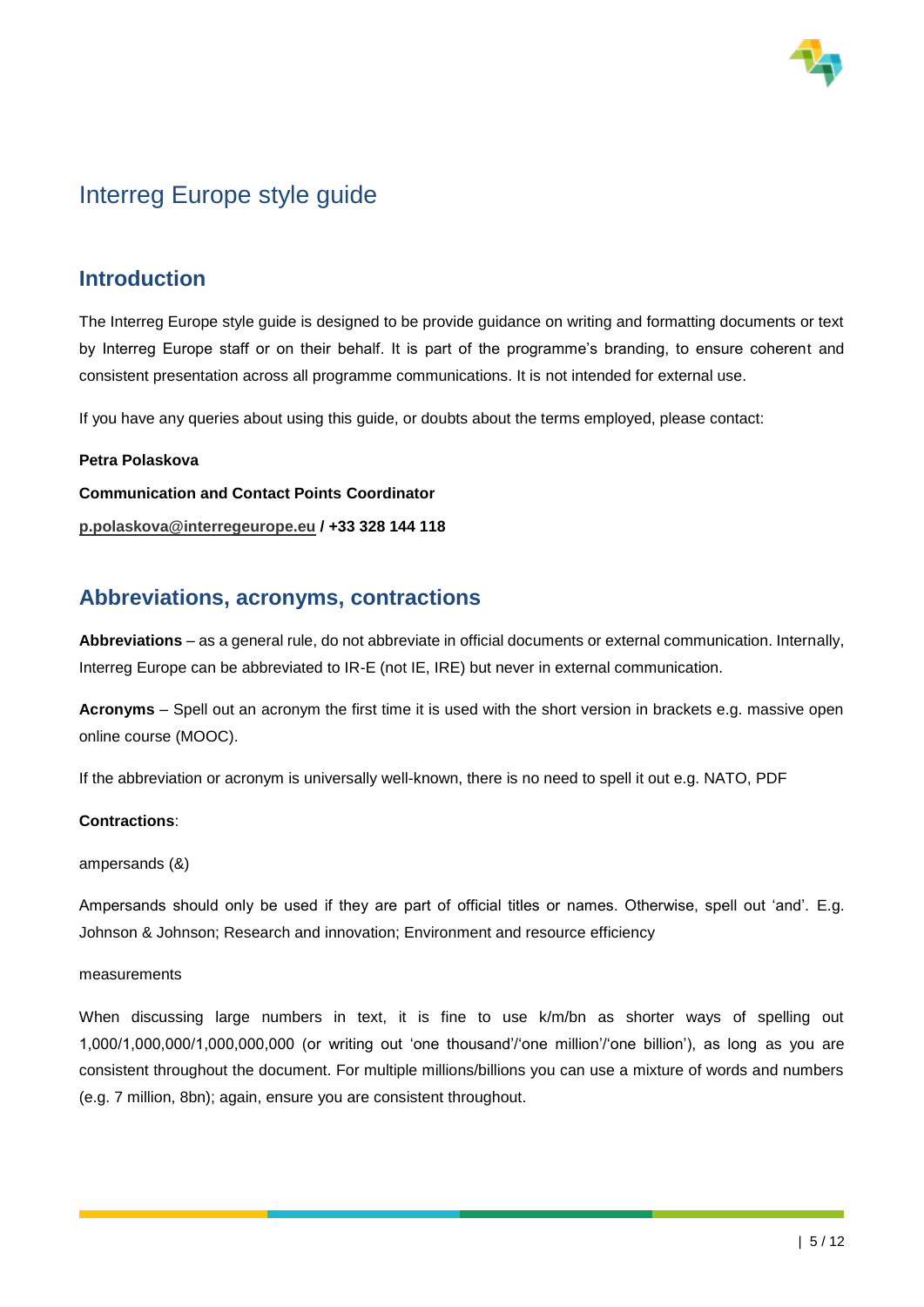# Interreg Europe style guide

## Introduction

The Interreg Europe style guide is designed to be provide guidance on writing and formatting documents or text by Interreg Europe staff or on their behalf. It is part of the programme's branding, to ensure coherent and consistent presentation across all programme communications. It is not intended for external use.

If you have any queries about using this guide, or doubts about the terms employed, please contact:

**Petra Polaskova**

**Communication and Contact Points Coordinator**

**p.polaskova@interregeurope.eu / +33 328 144 118**

## Abbreviations, acronyms, contractions

**Abbreviations** – as a general rule, do not abbreviate in official documents or external communication. Internally, Interreg Europe can be abbreviated to IR-E (not IE, IRE) but never in external communication.

**Acronyms** – Spell out an acronym the first time it is used with the short version in brackets e.g. massive open online course (MOOC).

If the abbreviation or acronym is universally well-known, there is no need to spell it out e.g. NATO, PDF

**Contractions**:

ampersands (&)

Ampersands should only be used if they are part of official titles or names. Otherwise, spell out 'and'. E.g. Johnson & Johnson; Research and innovation; Environment and resource efficiency

measurements

When discussing large numbers in text, it is fine to use k/m/bn as shorter ways of spelling out 1,000/1,000,000/1,000,000,000 (or writing out 'one thousand'/'one million'/'one billion'), as long as you are consistent throughout the document. For multiple millions/billions you can use a mixture of words and numbers (e.g. 7 million, 8bn); again, ensure you are consistent throughout.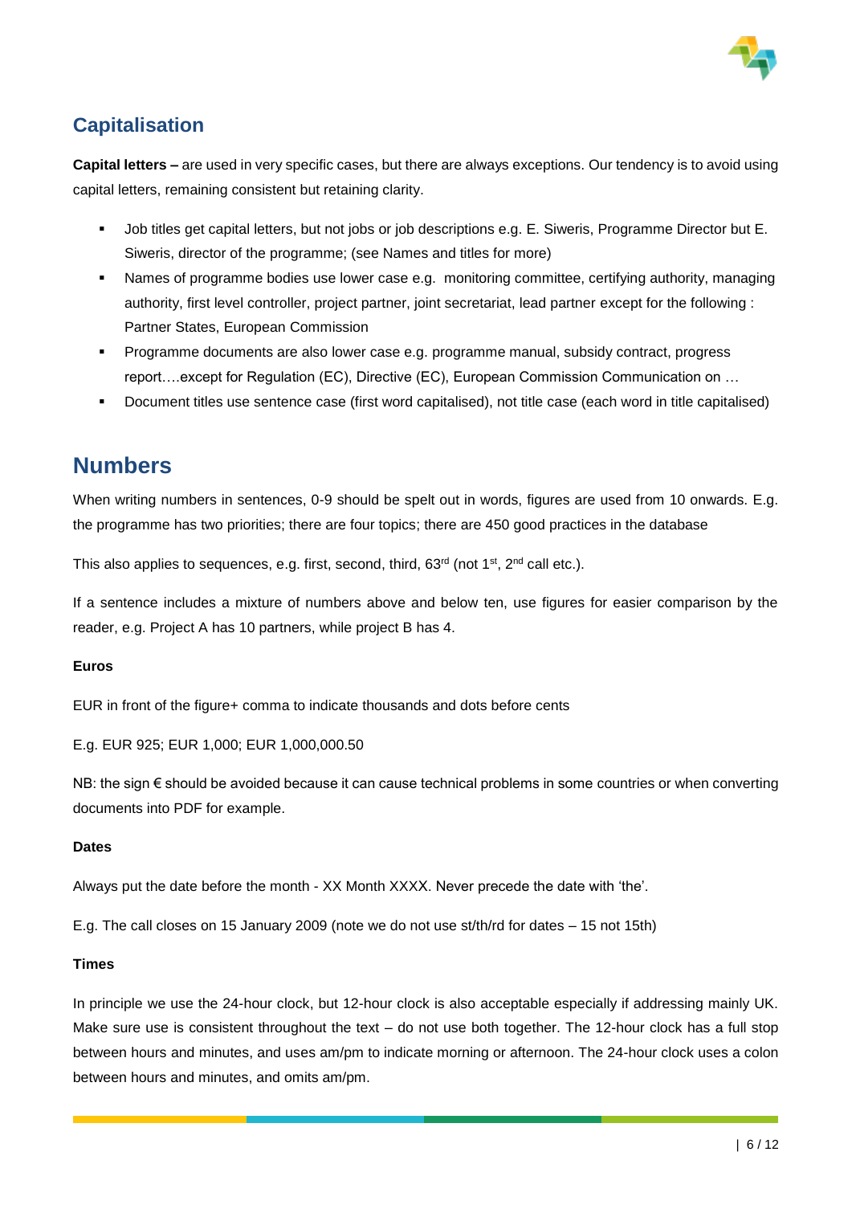## Capitalisation

**Capital letters –** are used in very specific cases, but there are always exceptions. Our tendency is to avoid using capital letters, remaining consistent but retaining clarity.

- Job titles get capital letters, but not jobs or job descriptions e.g. E. Siweris, Programme Director but E. Siweris, director of the programme; (see Names and titles for more)
- Names of programme bodies use lower case e.g. monitoring committee, certifying authority, managing authority, first level controller, project partner, joint secretariat, lead partner except for the following : Partner States, European Commission
- Programme documents are also lower case e.g. programme manual, subsidy contract, progress report….except for Regulation (EC), Directive (EC), European Commission Communication on …
- Document titles use sentence case (first word capitalised), not title case (each word in title capitalised)

# Numbers

When writing numbers in sentences, 0-9 should be spelt out in words, figures are used from 10 onwards. E.g. the programme has two priorities; there are four topics; there are 450 good practices in the database

This also applies to sequences, e.g. first, second, third, 63rd (not 1st, 2nd call etc.).

If a sentence includes a mixture of numbers above and below ten, use figures for easier comparison by the reader, e.g. Project A has 10 partners, while project B has 4.

#### Euros

EUR in front of the figure+ comma to indicate thousands and dots before cents

E.g. EUR 925; EUR 1,000; EUR 1,000,000.50

NB: the sign € should be avoided because it can cause technical problems in some countries or when converting documents into PDF for example.

#### Dates

Always put the date before the month - XX Month XXXX. Never precede the date with 'the'.

E.g. The call closes on 15 January 2009 (note we do not use st/th/rd for dates – 15 not 15th)

#### Times

In principle we use the 24-hour clock, but 12-hour clock is also acceptable especially if addressing mainly UK. Make sure use is consistent throughout the text – do not use both together. The 12-hour clock has a full stop between hours and minutes, and uses am/pm to indicate morning or afternoon. The 24-hour clock uses a colon between hours and minutes, and omits am/pm.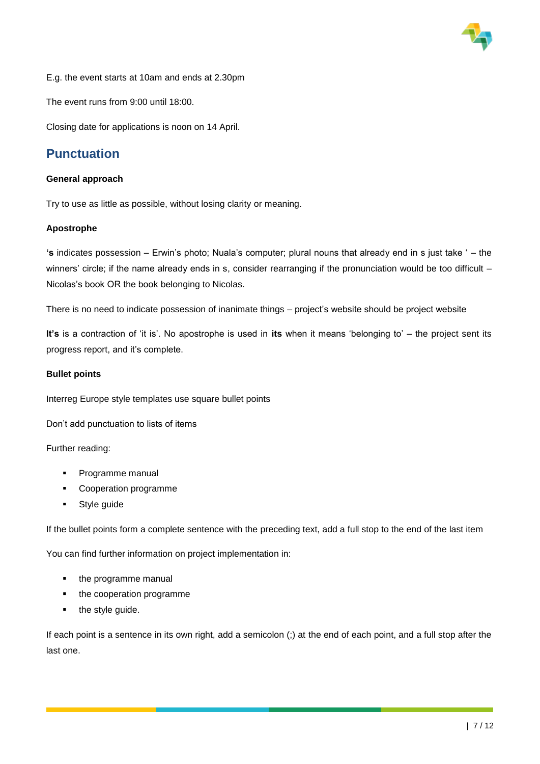E.g. the event starts at 10am and ends at 2.30pm

The event runs from 9:00 until 18:00.

Closing date for applications is noon on 14 April.

## Punctuation

**General approach**

Try to use as little as possible, without losing clarity or meaning.

**Apostrophe**

**'s** indicates possession – Erwin's photo; Nuala's computer; plural nouns that already end in s just take ' – the winners' circle; if the name already ends in s, consider rearranging if the pronunciation would be too difficult – Nicolas's book OR the book belonging to Nicolas.

There is no need to indicate possession of inanimate things – project's website should be project website

**It's** is a contraction of 'it is'. No apostrophe is used in **its** when it means 'belonging to' – the project sent its progress report, and it's complete.

**Bullet points**

Interreg Europe style templates use square bullet points

Don't add punctuation to lists of items

Further reading:

- Programme manual
- Cooperation programme
- Style guide

If the bullet points form a complete sentence with the preceding text, add a full stop to the end of the last item

You can find further information on project implementation in:

- the programme manual
- the cooperation programme
- the style guide.

If each point is a sentence in its own right, add a semicolon (;) at the end of each point, and a full stop after the last one.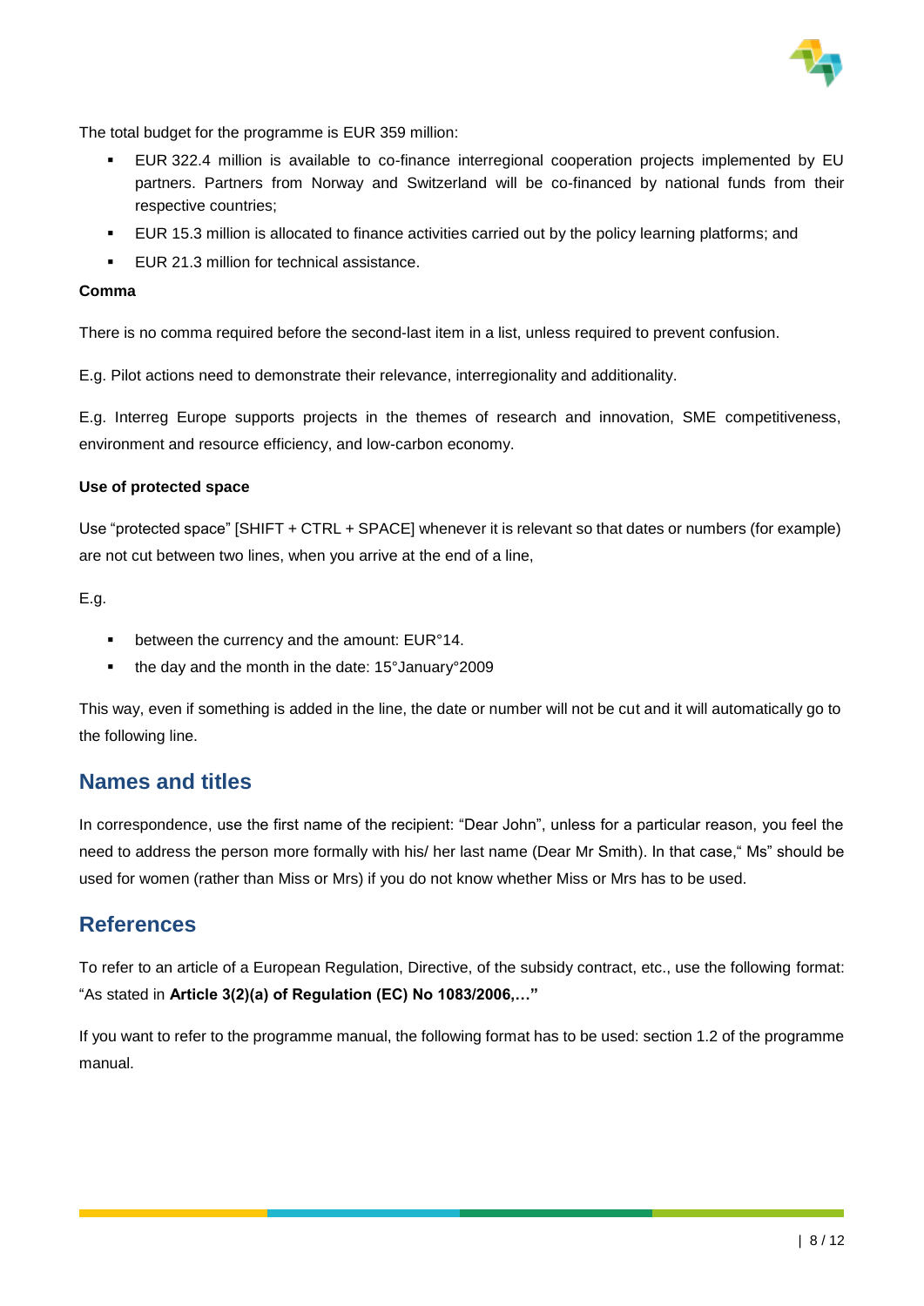The total budget for the programme is EUR 359 million:

- EUR 322.4 million is available to co-finance interregional cooperation projects implemented by EU partners. Partners from Norway and Switzerland will be co-financed by national funds from their respective countries;
- EUR 15.3 million is allocated to finance activities carried out by the policy learning platforms; and
- EUR 21.3 million for technical assistance.

**Comma**

There is no comma required before the second-last item in a list, unless required to prevent confusion.

E.g. Pilot actions need to demonstrate their relevance, interregionality and additionality.

E.g. Interreg Europe supports projects in the themes of research and innovation, SME competitiveness, environment and resource efficiency, and low-carbon economy.

**Use of protected space**

Use "protected space" [SHIFT + CTRL + SPACE] whenever it is relevant so that dates or numbers (for example) are not cut between two lines, when you arrive at the end of a line,

E.g.

- between the currency and the amount: EUR°14.
- the day and the month in the date: 15°January°2009

This way, even if something is added in the line, the date or number will not be cut and it will automatically go to the following line.

## Names and titles

In correspondence, use the first name of the recipient: "Dear John", unless for a particular reason, you feel the need to address the person more formally with his/ her last name (Dear Mr Smith). In that case," Ms" should be used for women (rather than Miss or Mrs) if you do not know whether Miss or Mrs has to be used.

## References

To refer to an article of a European Regulation, Directive, of the subsidy contract, etc., use the following format: "As stated in **Article 3(2)(a) of Regulation (EC) No 1083/2006,…"**

If you want to refer to the programme manual, the following format has to be used: section 1.2 of the programme manual.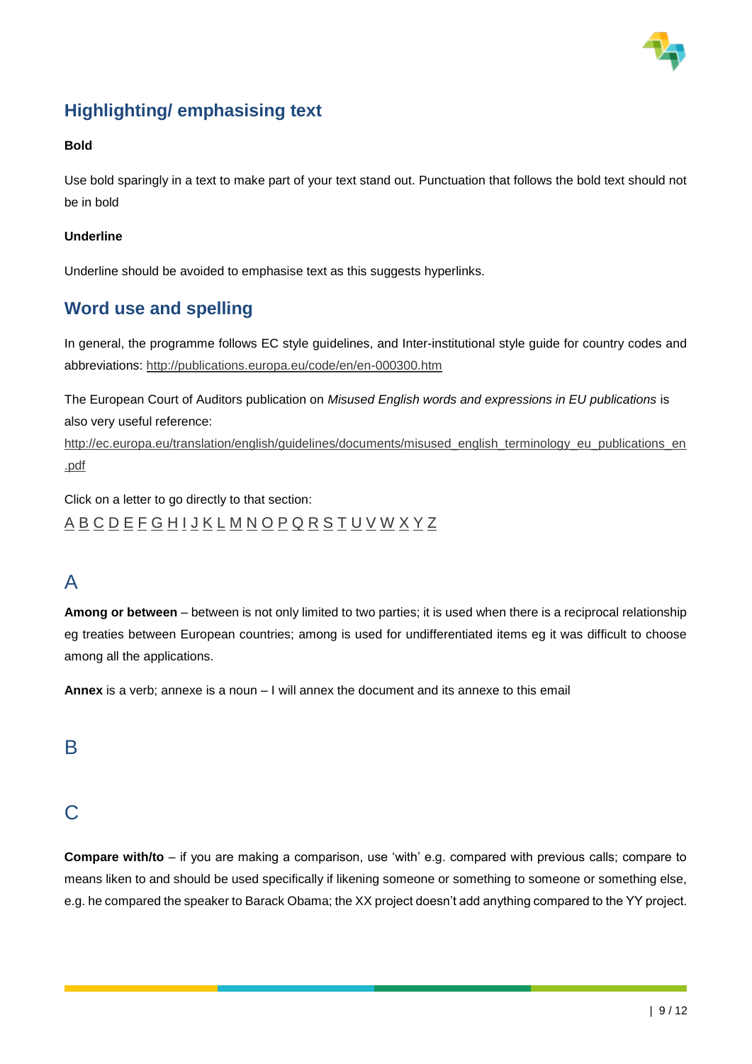## Highlighting/ emphasising text

**Bold**

Use bold sparingly in a text to make part of your text stand out. Punctuation that follows the bold text should not be in bold

**Underline**

Underline should be avoided to emphasise text as this suggests hyperlinks.

## Word use and spelling

In general, the programme follows EC style guidelines, and Inter-institutional style guide for country codes and abbreviations: http://publications.europa.eu/code/en/en-000300.htm

The European Court of Auditors publication on *Misused English words and expressions in EU publications* is also very useful reference:
http://ec.europa.eu/translation/english/guidelines/documents/misused_english_terminology_eu_publications_en.pdf

Click on a letter to go directly to that section:
A B C D E F G H I J K L M N O P Q R S T U V W X Y Z

### A

**Among or between** – between is not only limited to two parties; it is used when there is a reciprocal relationship eg treaties between European countries; among is used for undifferentiated items eg it was difficult to choose among all the applications.

**Annex** is a verb; annexe is a noun – I will annex the document and its annexe to this email

### B

### C

**Compare with/to** – if you are making a comparison, use 'with' e.g. compared with previous calls; compare to means liken to and should be used specifically if likening someone or something to someone or something else, e.g. he compared the speaker to Barack Obama; the XX project doesn't add anything compared to the YY project.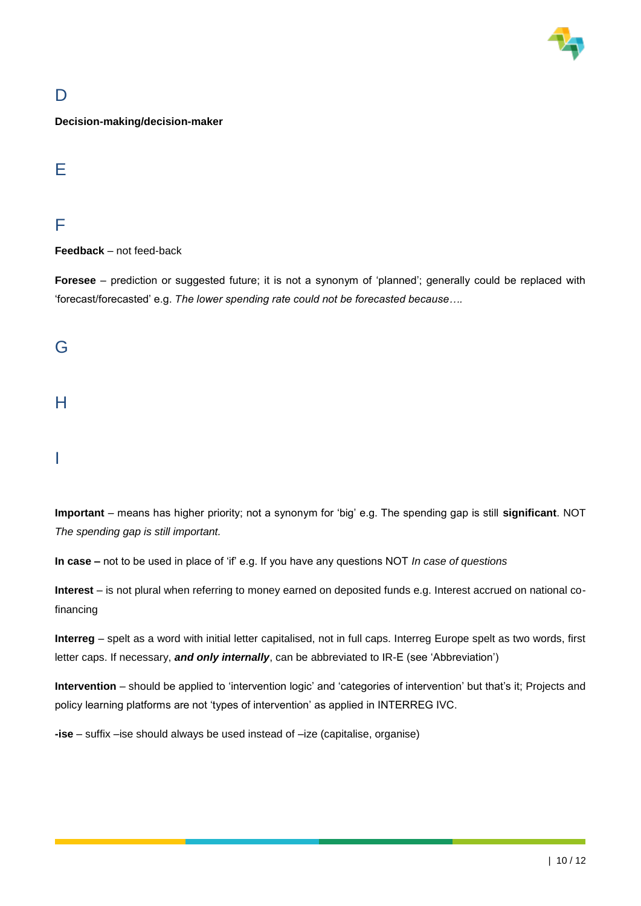## D

**Decision-making/decision-maker**

## E

## F

**Feedback** – not feed-back

**Foresee** – prediction or suggested future; it is not a synonym of 'planned'; generally could be replaced with 'forecast/forecasted' e.g. *The lower spending rate could not be forecasted because….*

## G

## H

## I

**Important** – means has higher priority; not a synonym for 'big' e.g. The spending gap is still **significant**. NOT *The spending gap is still important.*

**In case –** not to be used in place of 'if' e.g. If you have any questions NOT *In case of questions*

**Interest** – is not plural when referring to money earned on deposited funds e.g. Interest accrued on national co-financing

**Interreg** – spelt as a word with initial letter capitalised, not in full caps. Interreg Europe spelt as two words, first letter caps. If necessary, ***and only internally***, can be abbreviated to IR-E (see 'Abbreviation')

**Intervention** – should be applied to 'intervention logic' and 'categories of intervention' but that's it; Projects and policy learning platforms are not 'types of intervention' as applied in INTERREG IVC.

**-ise** – suffix –ise should always be used instead of –ize (capitalise, organise)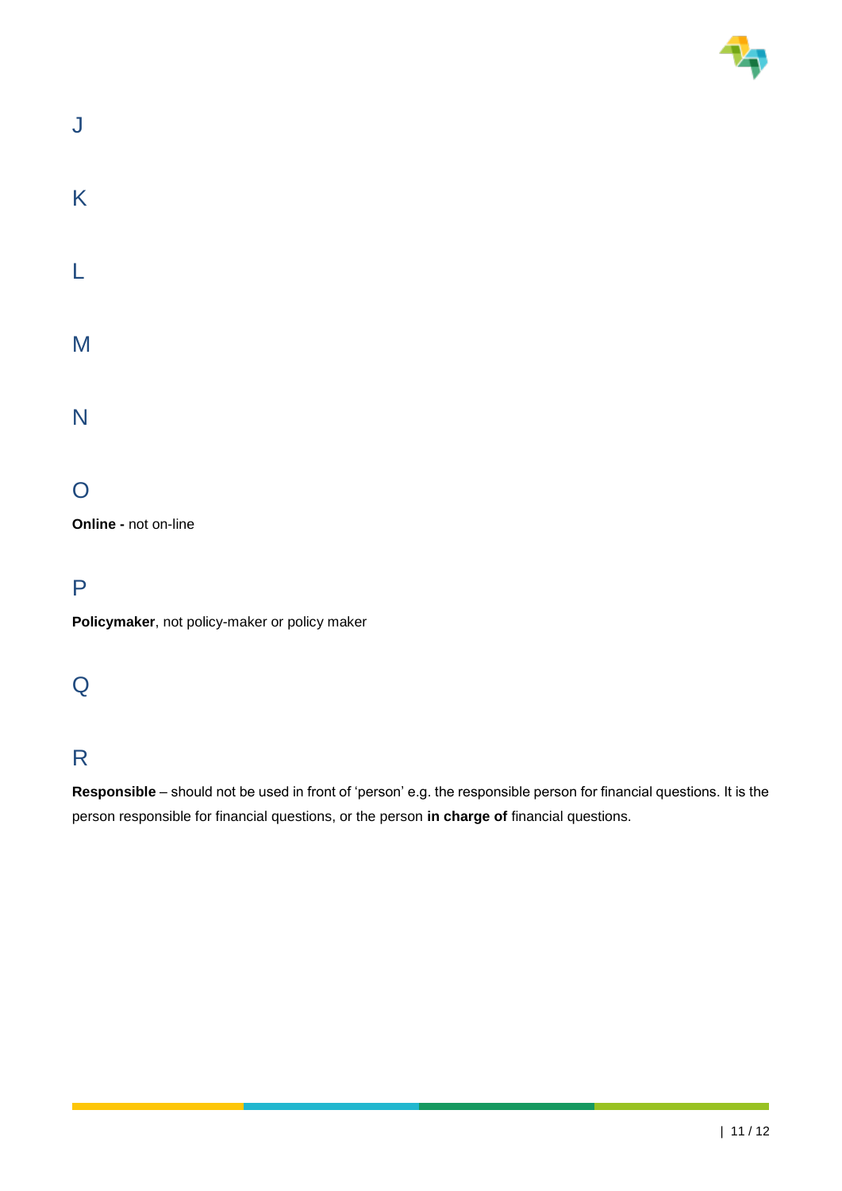## J

## K

## L

## M

## N

## O

**Online -** not on-line

## P

**Policymaker**, not policy-maker or policy maker

## Q

## R

**Responsible** – should not be used in front of 'person' e.g. the responsible person for financial questions. It is the person responsible for financial questions, or the person **in charge of** financial questions.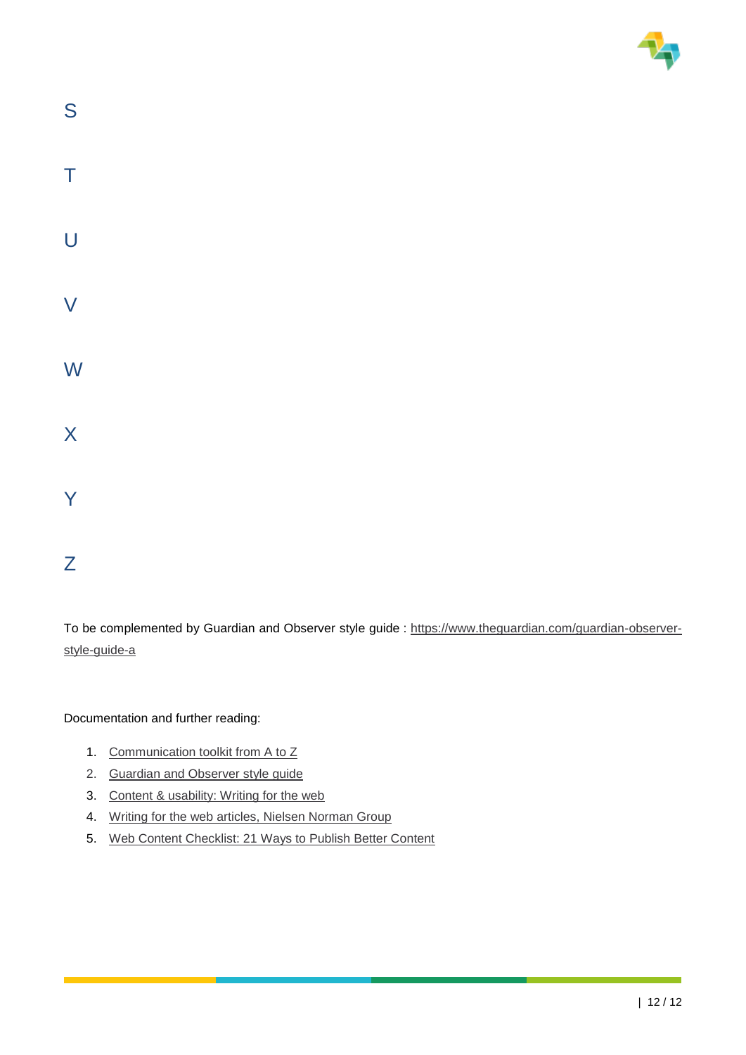## S

## T

## U

## V

## W

## X

## Y

## Z

To be complemented by Guardian and Observer style guide : [https://www.theguardian.com/guardian-observer-style-guide-a](https://www.theguardian.com/guardian-observer-style-guide-a)

Documentation and further reading:

1. Communication toolkit from A to Z
2. Guardian and Observer style guide
3. Content & usability: Writing for the web
4. Writing for the web articles, Nielsen Norman Group
5. Web Content Checklist: 21 Ways to Publish Better Content